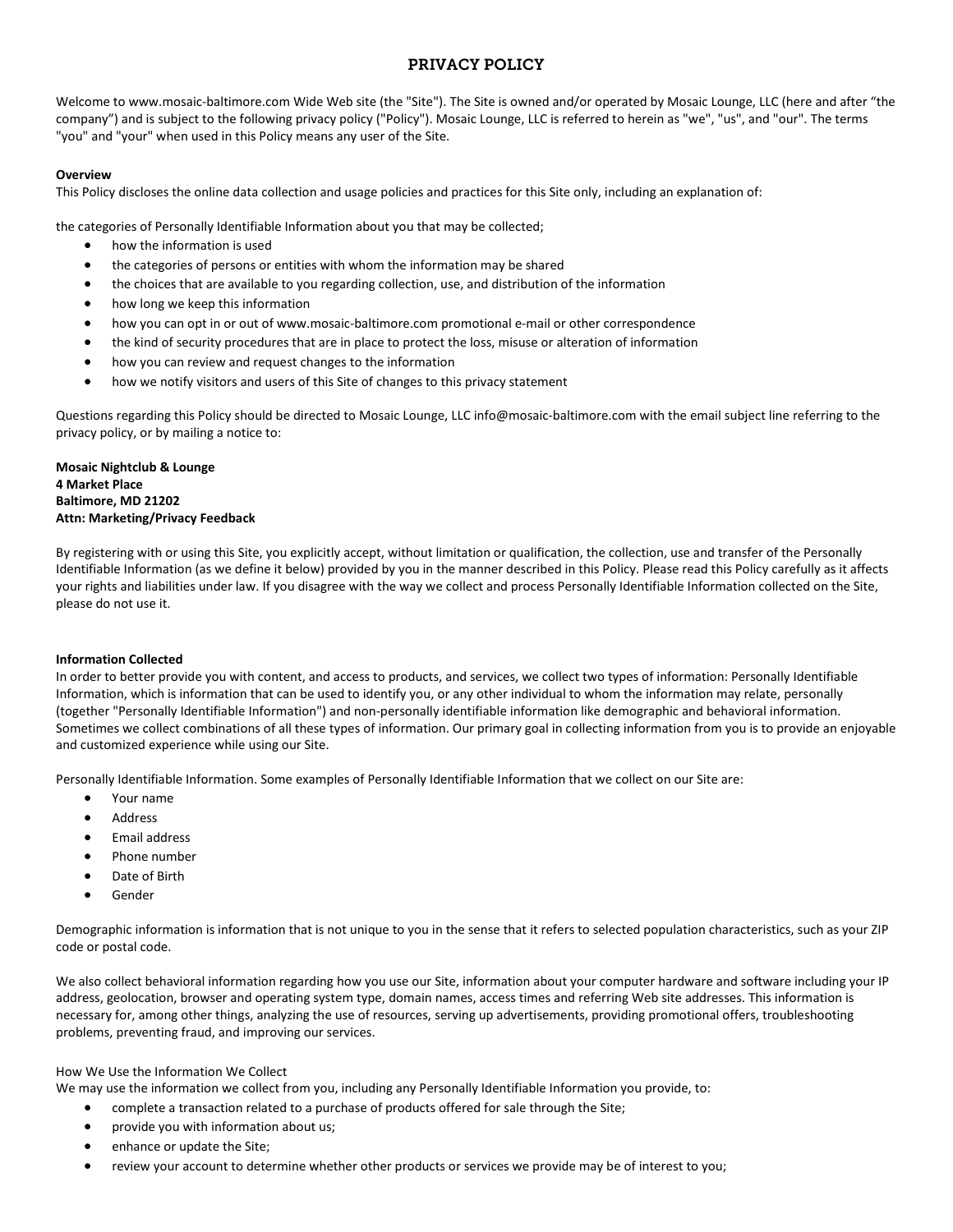# PRIVACY POLICY

Welcome to www.mosaic-baltimore.com Wide Web site (the "Site"). The Site is owned and/or operated by Mosaic Lounge, LLC (here and after "the company") and is subject to the following privacy policy ("Policy"). Mosaic Lounge, LLC is referred to herein as "we", "us", and "our". The terms "you" and "your" when used in this Policy means any user of the Site.

**Overview**

This Policy discloses the online data collection and usage policies and practices for this Site only, including an explanation of:

the categories of Personally Identifiable Information about you that may be collected;

- how the information is used
- the categories of persons or entities with whom the information may be shared
- the choices that are available to you regarding collection, use, and distribution of the information
- how long we keep this information
- how you can opt in or out of www.mosaic-baltimore.com promotional e-mail or other correspondence
- the kind of security procedures that are in place to protect the loss, misuse or alteration of information
- how you can review and request changes to the information
- how we notify visitors and users of this Site of changes to this privacy statement

Questions regarding this Policy should be directed to Mosaic Lounge, LLC info@mosaic-baltimore.com with the email subject line referring to the privacy policy, or by mailing a notice to:

**Mosaic Nightclub & Lounge**
**4 Market Place**
**Baltimore, MD 21202**
**Attn: Marketing/Privacy Feedback**

By registering with or using this Site, you explicitly accept, without limitation or qualification, the collection, use and transfer of the Personally Identifiable Information (as we define it below) provided by you in the manner described in this Policy. Please read this Policy carefully as it affects your rights and liabilities under law. If you disagree with the way we collect and process Personally Identifiable Information collected on the Site, please do not use it.

**Information Collected**

In order to better provide you with content, and access to products, and services, we collect two types of information: Personally Identifiable Information, which is information that can be used to identify you, or any other individual to whom the information may relate, personally (together "Personally Identifiable Information") and non-personally identifiable information like demographic and behavioral information. Sometimes we collect combinations of all these types of information. Our primary goal in collecting information from you is to provide an enjoyable and customized experience while using our Site.

Personally Identifiable Information. Some examples of Personally Identifiable Information that we collect on our Site are:

- Your name
- Address
- Email address
- Phone number
- Date of Birth
- Gender

Demographic information is information that is not unique to you in the sense that it refers to selected population characteristics, such as your ZIP code or postal code.

We also collect behavioral information regarding how you use our Site, information about your computer hardware and software including your IP address, geolocation, browser and operating system type, domain names, access times and referring Web site addresses. This information is necessary for, among other things, analyzing the use of resources, serving up advertisements, providing promotional offers, troubleshooting problems, preventing fraud, and improving our services.

How We Use the Information We Collect

We may use the information we collect from you, including any Personally Identifiable Information you provide, to:

- complete a transaction related to a purchase of products offered for sale through the Site;
- provide you with information about us;
- enhance or update the Site;
- review your account to determine whether other products or services we provide may be of interest to you;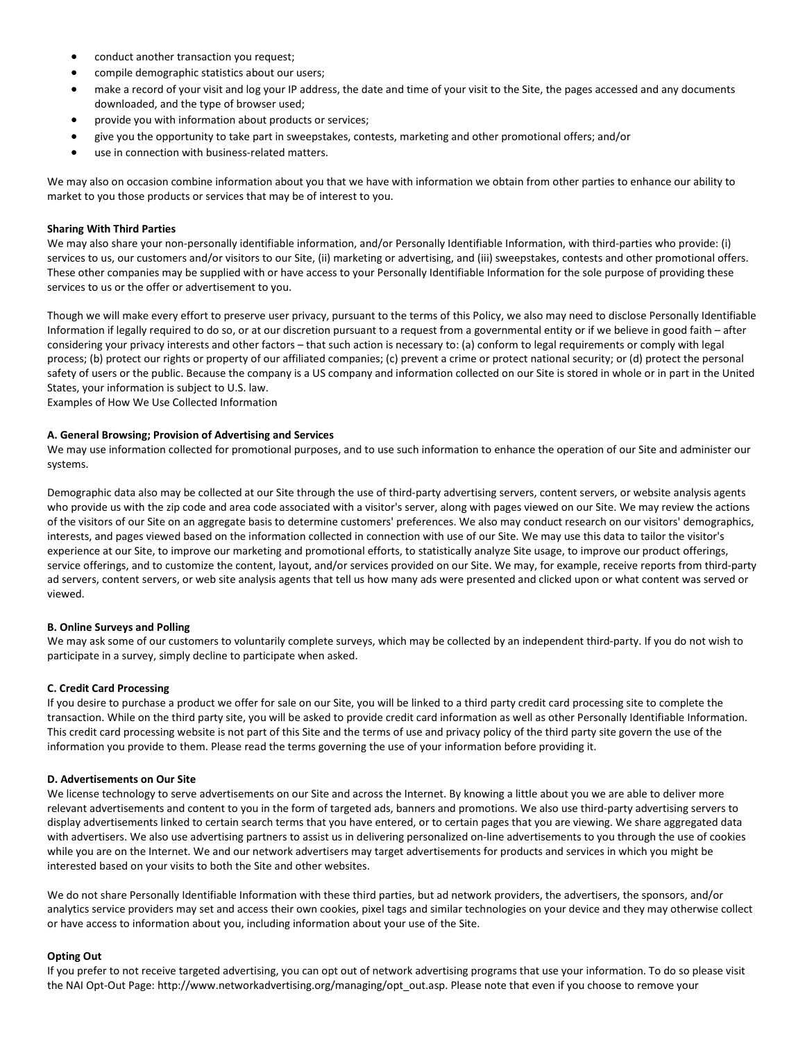- conduct another transaction you request;
- compile demographic statistics about our users;
- make a record of your visit and log your IP address, the date and time of your visit to the Site, the pages accessed and any documents downloaded, and the type of browser used;
- provide you with information about products or services;
- give you the opportunity to take part in sweepstakes, contests, marketing and other promotional offers; and/or
- use in connection with business-related matters.

We may also on occasion combine information about you that we have with information we obtain from other parties to enhance our ability to market to you those products or services that may be of interest to you.

**Sharing With Third Parties**

We may also share your non-personally identifiable information, and/or Personally Identifiable Information, with third-parties who provide: (i) services to us, our customers and/or visitors to our Site, (ii) marketing or advertising, and (iii) sweepstakes, contests and other promotional offers. These other companies may be supplied with or have access to your Personally Identifiable Information for the sole purpose of providing these services to us or the offer or advertisement to you.

Though we will make every effort to preserve user privacy, pursuant to the terms of this Policy, we also may need to disclose Personally Identifiable Information if legally required to do so, or at our discretion pursuant to a request from a governmental entity or if we believe in good faith – after considering your privacy interests and other factors – that such action is necessary to: (a) conform to legal requirements or comply with legal process; (b) protect our rights or property of our affiliated companies; (c) prevent a crime or protect national security; or (d) protect the personal safety of users or the public. Because the company is a US company and information collected on our Site is stored in whole or in part in the United States, your information is subject to U.S. law.

Examples of How We Use Collected Information

**A. General Browsing; Provision of Advertising and Services**

We may use information collected for promotional purposes, and to use such information to enhance the operation of our Site and administer our systems.

Demographic data also may be collected at our Site through the use of third-party advertising servers, content servers, or website analysis agents who provide us with the zip code and area code associated with a visitor's server, along with pages viewed on our Site. We may review the actions of the visitors of our Site on an aggregate basis to determine customers' preferences. We also may conduct research on our visitors' demographics, interests, and pages viewed based on the information collected in connection with use of our Site. We may use this data to tailor the visitor's experience at our Site, to improve our marketing and promotional efforts, to statistically analyze Site usage, to improve our product offerings, service offerings, and to customize the content, layout, and/or services provided on our Site. We may, for example, receive reports from third-party ad servers, content servers, or web site analysis agents that tell us how many ads were presented and clicked upon or what content was served or viewed.

**B. Online Surveys and Polling**

We may ask some of our customers to voluntarily complete surveys, which may be collected by an independent third-party. If you do not wish to participate in a survey, simply decline to participate when asked.

**C. Credit Card Processing**

If you desire to purchase a product we offer for sale on our Site, you will be linked to a third party credit card processing site to complete the transaction. While on the third party site, you will be asked to provide credit card information as well as other Personally Identifiable Information. This credit card processing website is not part of this Site and the terms of use and privacy policy of the third party site govern the use of the information you provide to them. Please read the terms governing the use of your information before providing it.

**D. Advertisements on Our Site**

We license technology to serve advertisements on our Site and across the Internet. By knowing a little about you we are able to deliver more relevant advertisements and content to you in the form of targeted ads, banners and promotions. We also use third-party advertising servers to display advertisements linked to certain search terms that you have entered, or to certain pages that you are viewing. We share aggregated data with advertisers. We also use advertising partners to assist us in delivering personalized on-line advertisements to you through the use of cookies while you are on the Internet. We and our network advertisers may target advertisements for products and services in which you might be interested based on your visits to both the Site and other websites.

We do not share Personally Identifiable Information with these third parties, but ad network providers, the advertisers, the sponsors, and/or analytics service providers may set and access their own cookies, pixel tags and similar technologies on your device and they may otherwise collect or have access to information about you, including information about your use of the Site.

**Opting Out**

If you prefer to not receive targeted advertising, you can opt out of network advertising programs that use your information. To do so please visit the NAI Opt-Out Page: http://www.networkadvertising.org/managing/opt_out.asp. Please note that even if you choose to remove your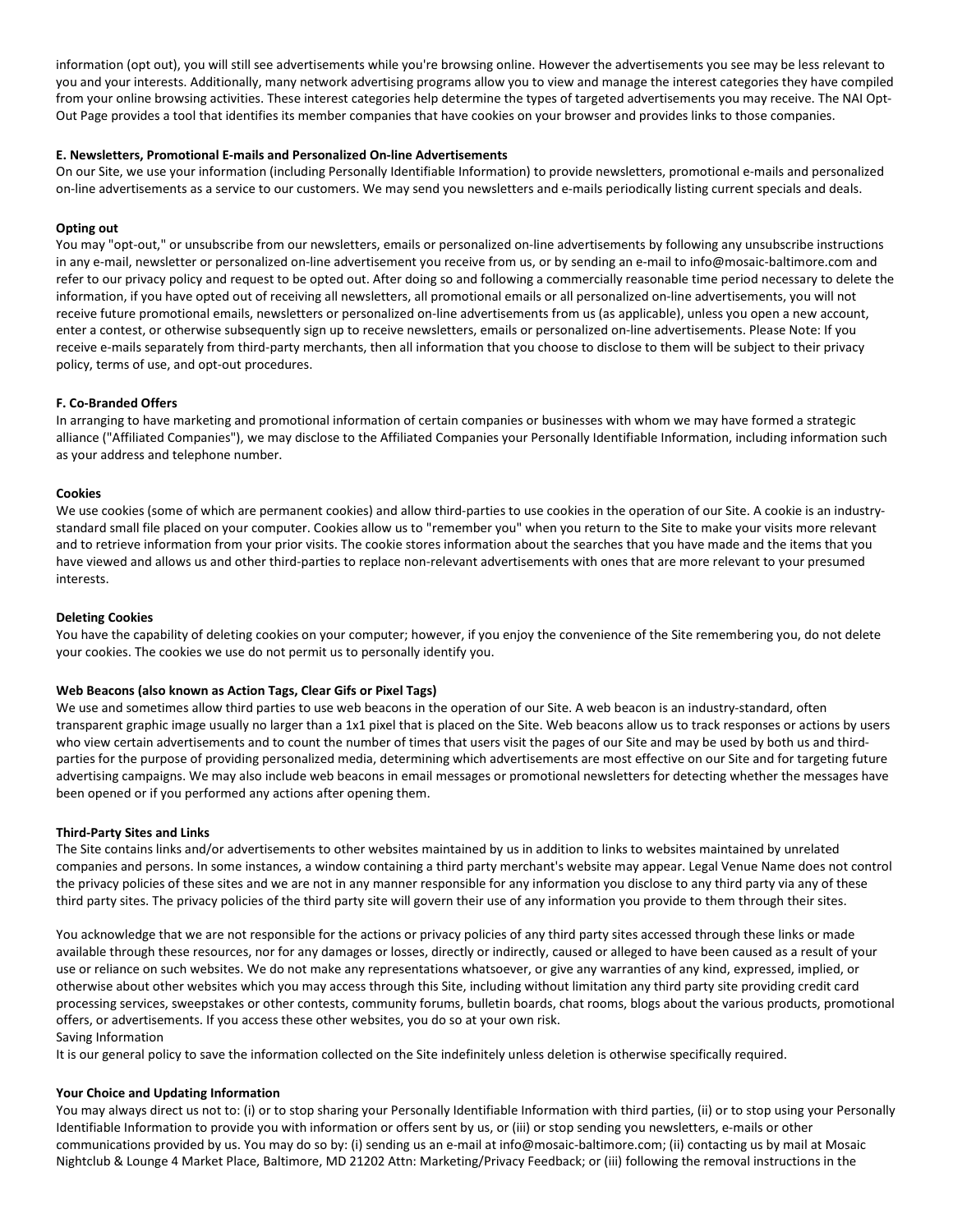information (opt out), you will still see advertisements while you're browsing online. However the advertisements you see may be less relevant to you and your interests. Additionally, many network advertising programs allow you to view and manage the interest categories they have compiled from your online browsing activities. These interest categories help determine the types of targeted advertisements you may receive. The NAI Opt-Out Page provides a tool that identifies its member companies that have cookies on your browser and provides links to those companies.

**E. Newsletters, Promotional E-mails and Personalized On-line Advertisements**

On our Site, we use your information (including Personally Identifiable Information) to provide newsletters, promotional e-mails and personalized on-line advertisements as a service to our customers. We may send you newsletters and e-mails periodically listing current specials and deals.

**Opting out**

You may "opt-out," or unsubscribe from our newsletters, emails or personalized on-line advertisements by following any unsubscribe instructions in any e-mail, newsletter or personalized on-line advertisement you receive from us, or by sending an e-mail to info@mosaic-baltimore.com and refer to our privacy policy and request to be opted out. After doing so and following a commercially reasonable time period necessary to delete the information, if you have opted out of receiving all newsletters, all promotional emails or all personalized on-line advertisements, you will not receive future promotional emails, newsletters or personalized on-line advertisements from us (as applicable), unless you open a new account, enter a contest, or otherwise subsequently sign up to receive newsletters, emails or personalized on-line advertisements. Please Note: If you receive e-mails separately from third-party merchants, then all information that you choose to disclose to them will be subject to their privacy policy, terms of use, and opt-out procedures.

**F. Co-Branded Offers**

In arranging to have marketing and promotional information of certain companies or businesses with whom we may have formed a strategic alliance ("Affiliated Companies"), we may disclose to the Affiliated Companies your Personally Identifiable Information, including information such as your address and telephone number.

**Cookies**

We use cookies (some of which are permanent cookies) and allow third-parties to use cookies in the operation of our Site. A cookie is an industry-standard small file placed on your computer. Cookies allow us to "remember you" when you return to the Site to make your visits more relevant and to retrieve information from your prior visits. The cookie stores information about the searches that you have made and the items that you have viewed and allows us and other third-parties to replace non-relevant advertisements with ones that are more relevant to your presumed interests.

**Deleting Cookies**

You have the capability of deleting cookies on your computer; however, if you enjoy the convenience of the Site remembering you, do not delete your cookies. The cookies we use do not permit us to personally identify you.

**Web Beacons (also known as Action Tags, Clear Gifs or Pixel Tags)**

We use and sometimes allow third parties to use web beacons in the operation of our Site. A web beacon is an industry-standard, often transparent graphic image usually no larger than a 1x1 pixel that is placed on the Site. Web beacons allow us to track responses or actions by users who view certain advertisements and to count the number of times that users visit the pages of our Site and may be used by both us and third-parties for the purpose of providing personalized media, determining which advertisements are most effective on our Site and for targeting future advertising campaigns. We may also include web beacons in email messages or promotional newsletters for detecting whether the messages have been opened or if you performed any actions after opening them.

**Third-Party Sites and Links**

The Site contains links and/or advertisements to other websites maintained by us in addition to links to websites maintained by unrelated companies and persons. In some instances, a window containing a third party merchant's website may appear. Legal Venue Name does not control the privacy policies of these sites and we are not in any manner responsible for any information you disclose to any third party via any of these third party sites. The privacy policies of the third party site will govern their use of any information you provide to them through their sites.

You acknowledge that we are not responsible for the actions or privacy policies of any third party sites accessed through these links or made available through these resources, nor for any damages or losses, directly or indirectly, caused or alleged to have been caused as a result of your use or reliance on such websites. We do not make any representations whatsoever, or give any warranties of any kind, expressed, implied, or otherwise about other websites which you may access through this Site, including without limitation any third party site providing credit card processing services, sweepstakes or other contests, community forums, bulletin boards, chat rooms, blogs about the various products, promotional offers, or advertisements. If you access these other websites, you do so at your own risk.

Saving Information

It is our general policy to save the information collected on the Site indefinitely unless deletion is otherwise specifically required.

**Your Choice and Updating Information**

You may always direct us not to: (i) or to stop sharing your Personally Identifiable Information with third parties, (ii) or to stop using your Personally Identifiable Information to provide you with information or offers sent by us, or (iii) or stop sending you newsletters, e-mails or other communications provided by us. You may do so by: (i) sending us an e-mail at info@mosaic-baltimore.com; (ii) contacting us by mail at Mosaic Nightclub & Lounge 4 Market Place, Baltimore, MD 21202 Attn: Marketing/Privacy Feedback; or (iii) following the removal instructions in the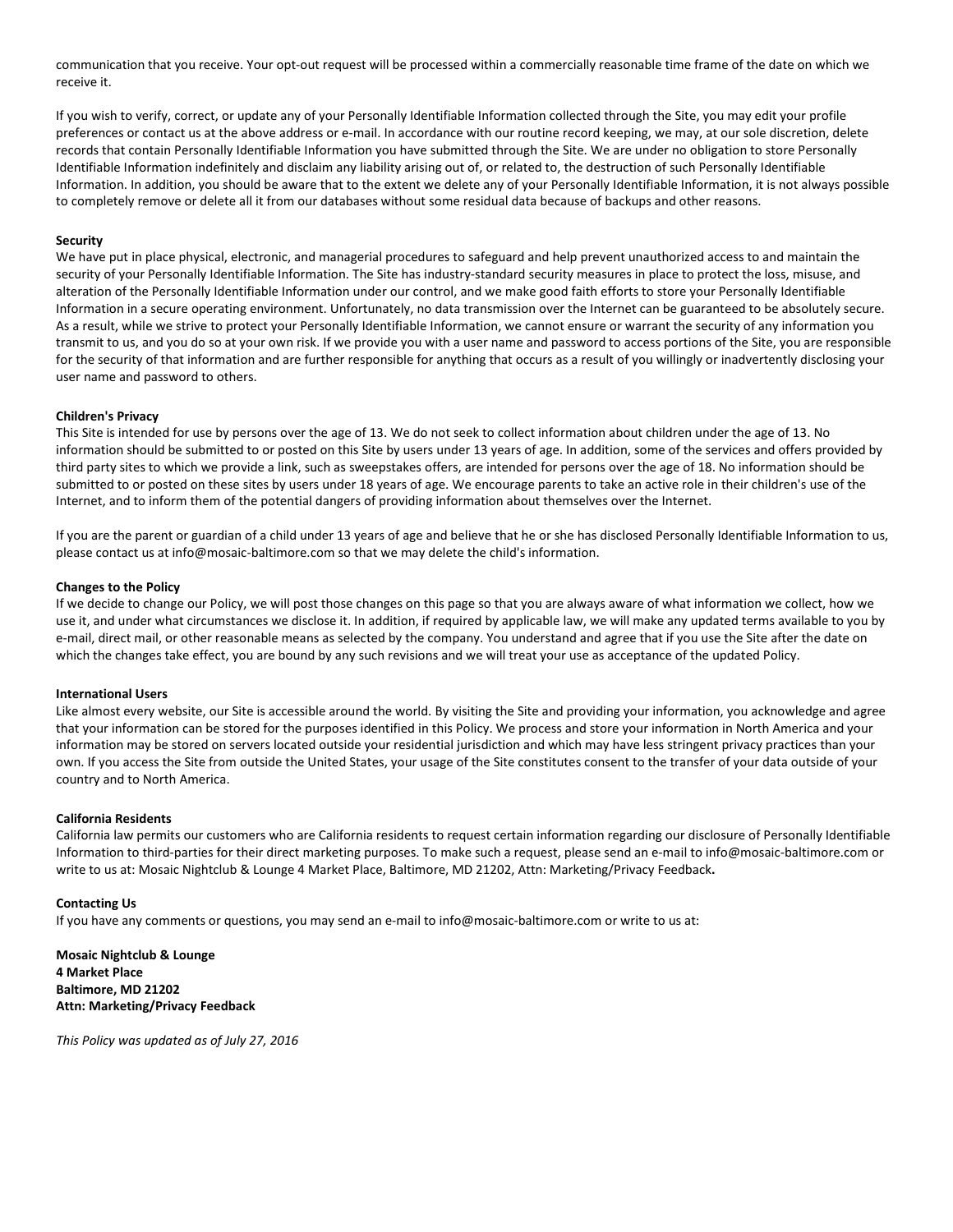communication that you receive. Your opt-out request will be processed within a commercially reasonable time frame of the date on which we receive it.

If you wish to verify, correct, or update any of your Personally Identifiable Information collected through the Site, you may edit your profile preferences or contact us at the above address or e-mail. In accordance with our routine record keeping, we may, at our sole discretion, delete records that contain Personally Identifiable Information you have submitted through the Site. We are under no obligation to store Personally Identifiable Information indefinitely and disclaim any liability arising out of, or related to, the destruction of such Personally Identifiable Information. In addition, you should be aware that to the extent we delete any of your Personally Identifiable Information, it is not always possible to completely remove or delete all it from our databases without some residual data because of backups and other reasons.

**Security**

We have put in place physical, electronic, and managerial procedures to safeguard and help prevent unauthorized access to and maintain the security of your Personally Identifiable Information. The Site has industry-standard security measures in place to protect the loss, misuse, and alteration of the Personally Identifiable Information under our control, and we make good faith efforts to store your Personally Identifiable Information in a secure operating environment. Unfortunately, no data transmission over the Internet can be guaranteed to be absolutely secure. As a result, while we strive to protect your Personally Identifiable Information, we cannot ensure or warrant the security of any information you transmit to us, and you do so at your own risk. If we provide you with a user name and password to access portions of the Site, you are responsible for the security of that information and are further responsible for anything that occurs as a result of you willingly or inadvertently disclosing your user name and password to others.

**Children's Privacy**

This Site is intended for use by persons over the age of 13. We do not seek to collect information about children under the age of 13. No information should be submitted to or posted on this Site by users under 13 years of age. In addition, some of the services and offers provided by third party sites to which we provide a link, such as sweepstakes offers, are intended for persons over the age of 18. No information should be submitted to or posted on these sites by users under 18 years of age. We encourage parents to take an active role in their children's use of the Internet, and to inform them of the potential dangers of providing information about themselves over the Internet.

If you are the parent or guardian of a child under 13 years of age and believe that he or she has disclosed Personally Identifiable Information to us, please contact us at info@mosaic-baltimore.com so that we may delete the child's information.

**Changes to the Policy**

If we decide to change our Policy, we will post those changes on this page so that you are always aware of what information we collect, how we use it, and under what circumstances we disclose it. In addition, if required by applicable law, we will make any updated terms available to you by e-mail, direct mail, or other reasonable means as selected by the company. You understand and agree that if you use the Site after the date on which the changes take effect, you are bound by any such revisions and we will treat your use as acceptance of the updated Policy.

**International Users**

Like almost every website, our Site is accessible around the world. By visiting the Site and providing your information, you acknowledge and agree that your information can be stored for the purposes identified in this Policy. We process and store your information in North America and your information may be stored on servers located outside your residential jurisdiction and which may have less stringent privacy practices than your own. If you access the Site from outside the United States, your usage of the Site constitutes consent to the transfer of your data outside of your country and to North America.

**California Residents**

California law permits our customers who are California residents to request certain information regarding our disclosure of Personally Identifiable Information to third-parties for their direct marketing purposes. To make such a request, please send an e-mail to info@mosaic-baltimore.com or write to us at: Mosaic Nightclub & Lounge 4 Market Place, Baltimore, MD 21202, Attn: Marketing/Privacy Feedback**.**

**Contacting Us**

If you have any comments or questions, you may send an e-mail to info@mosaic-baltimore.com or write to us at:

**Mosaic Nightclub & Lounge**
**4 Market Place**
**Baltimore, MD 21202**
**Attn: Marketing/Privacy Feedback**

*This Policy was updated as of July 27, 2016*